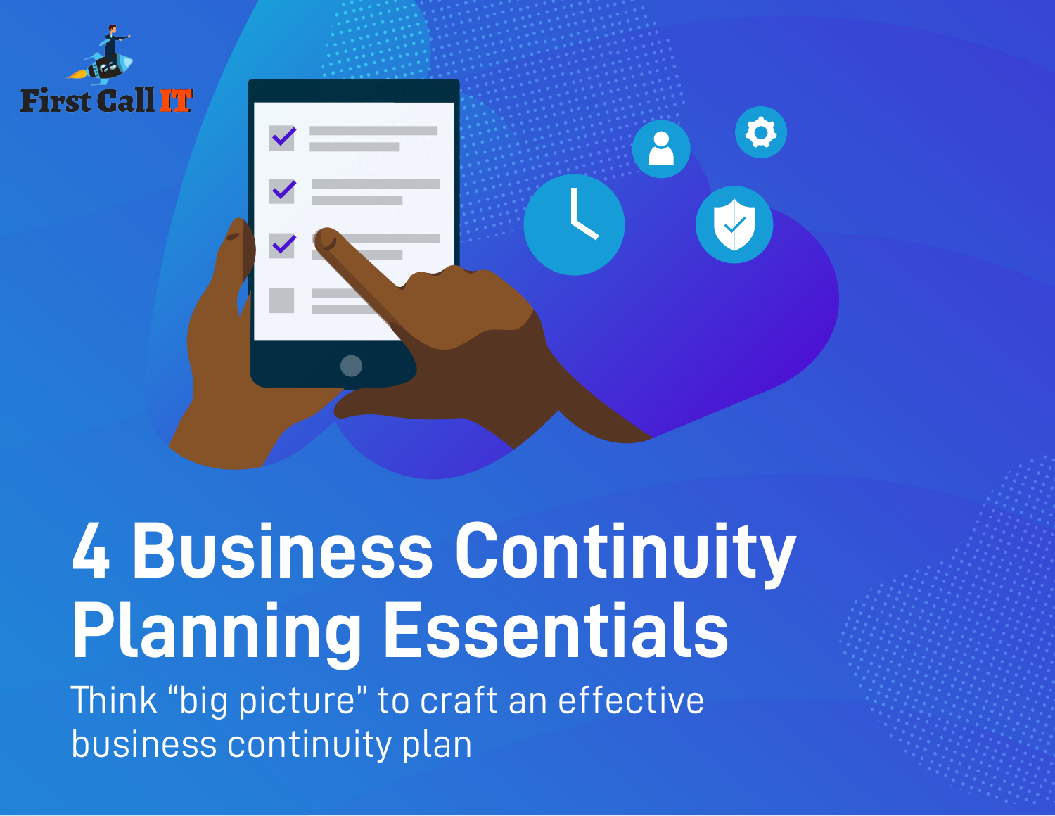First Call IT

# 4 Business Continuity Planning Essentials

Think "big picture" to craft an effective business continuity plan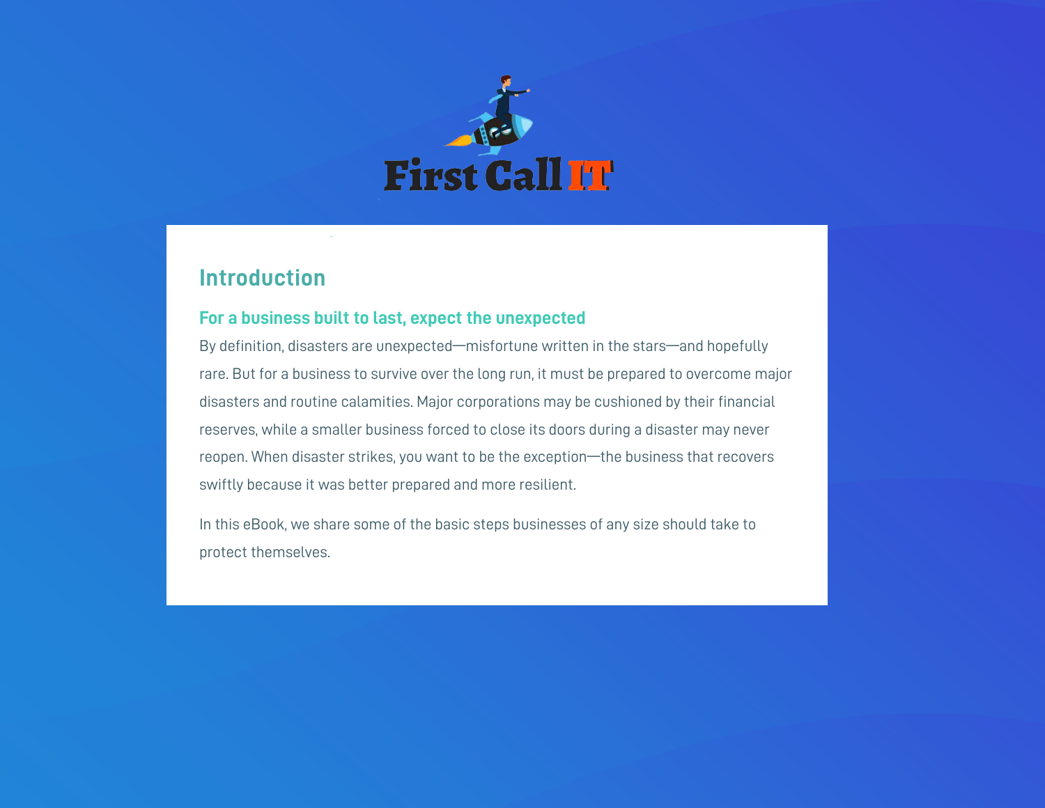## Introduction

### For a business built to last, expect the unexpected

By definition, disasters are unexpected—misfortune written in the stars—and hopefully rare. But for a business to survive over the long run, it must be prepared to overcome major disasters and routine calamities. Major corporations may be cushioned by their financial reserves, while a smaller business forced to close its doors during a disaster may never reopen. When disaster strikes, you want to be the exception—the business that recovers swiftly because it was better prepared and more resilient.

In this eBook, we share some of the basic steps businesses of any size should take to protect themselves.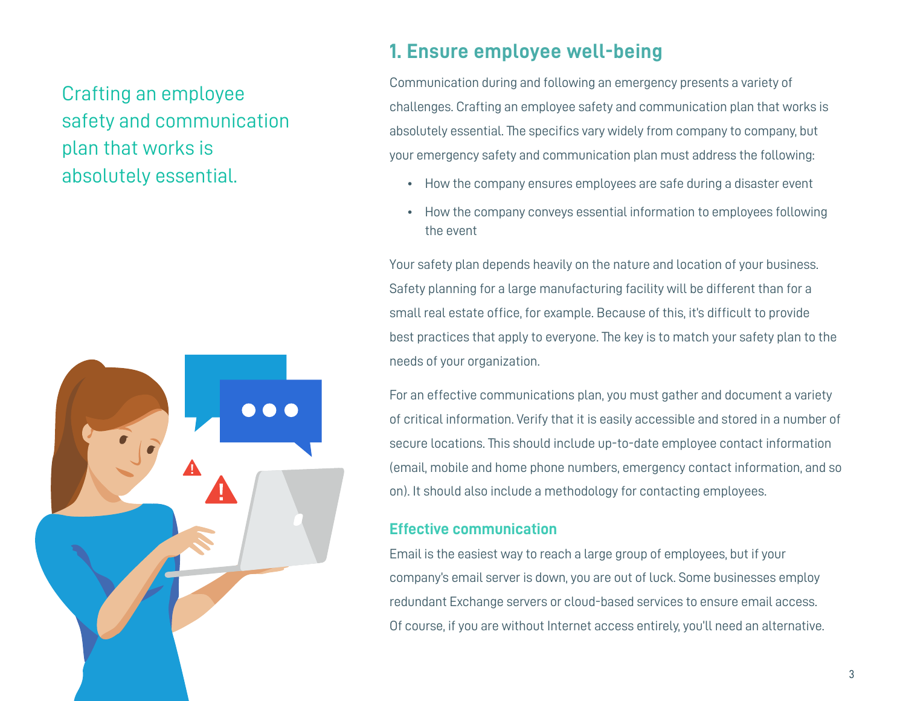Crafting an employee safety and communication plan that works is absolutely essential.

## 1. Ensure employee well-being

Communication during and following an emergency presents a variety of challenges. Crafting an employee safety and communication plan that works is absolutely essential. The specifics vary widely from company to company, but your emergency safety and communication plan must address the following:

- How the company ensures employees are safe during a disaster event
- How the company conveys essential information to employees following the event

Your safety plan depends heavily on the nature and location of your business. Safety planning for a large manufacturing facility will be different than for a small real estate office, for example. Because of this, it's difficult to provide best practices that apply to everyone. The key is to match your safety plan to the needs of your organization.

For an effective communications plan, you must gather and document a variety of critical information. Verify that it is easily accessible and stored in a number of secure locations. This should include up-to-date employee contact information (email, mobile and home phone numbers, emergency contact information, and so on). It should also include a methodology for contacting employees.

### Effective communication

Email is the easiest way to reach a large group of employees, but if your company's email server is down, you are out of luck. Some businesses employ redundant Exchange servers or cloud-based services to ensure email access. Of course, if you are without Internet access entirely, you'll need an alternative.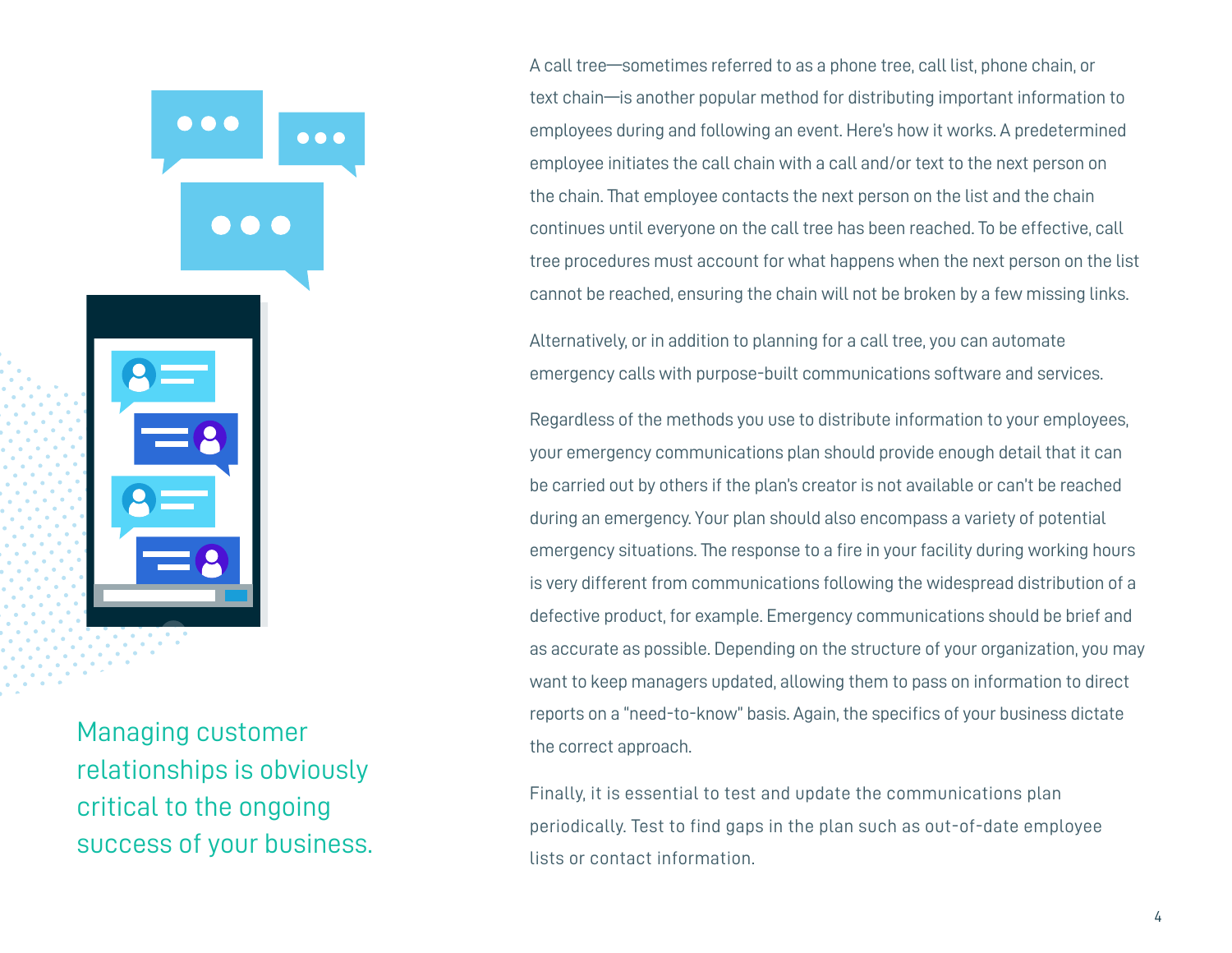> Managing customer relationships is obviously critical to the ongoing success of your business.

A call tree—sometimes referred to as a phone tree, call list, phone chain, or text chain—is another popular method for distributing important information to employees during and following an event. Here's how it works. A predetermined employee initiates the call chain with a call and/or text to the next person on the chain. That employee contacts the next person on the list and the chain continues until everyone on the call tree has been reached. To be effective, call tree procedures must account for what happens when the next person on the list cannot be reached, ensuring the chain will not be broken by a few missing links.

Alternatively, or in addition to planning for a call tree, you can automate emergency calls with purpose-built communications software and services.

Regardless of the methods you use to distribute information to your employees, your emergency communications plan should provide enough detail that it can be carried out by others if the plan's creator is not available or can't be reached during an emergency. Your plan should also encompass a variety of potential emergency situations. The response to a fire in your facility during working hours is very different from communications following the widespread distribution of a defective product, for example. Emergency communications should be brief and as accurate as possible. Depending on the structure of your organization, you may want to keep managers updated, allowing them to pass on information to direct reports on a "need-to-know" basis. Again, the specifics of your business dictate the correct approach.

Finally, it is essential to test and update the communications plan periodically. Test to find gaps in the plan such as out-of-date employee lists or contact information.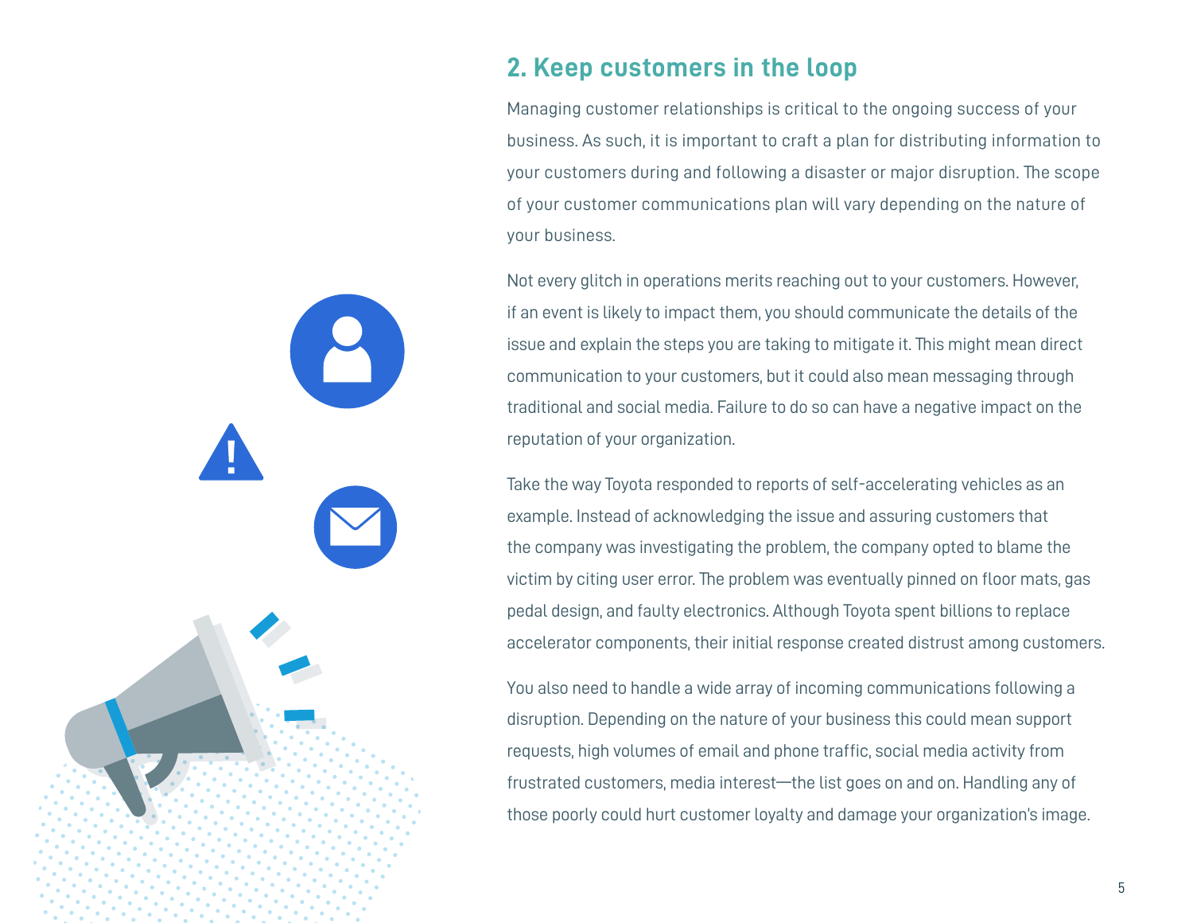## 2. Keep customers in the loop

Managing customer relationships is critical to the ongoing success of your business. As such, it is important to craft a plan for distributing information to your customers during and following a disaster or major disruption. The scope of your customer communications plan will vary depending on the nature of your business.

Not every glitch in operations merits reaching out to your customers. However, if an event is likely to impact them, you should communicate the details of the issue and explain the steps you are taking to mitigate it. This might mean direct communication to your customers, but it could also mean messaging through traditional and social media. Failure to do so can have a negative impact on the reputation of your organization.

Take the way Toyota responded to reports of self-accelerating vehicles as an example. Instead of acknowledging the issue and assuring customers that the company was investigating the problem, the company opted to blame the victim by citing user error. The problem was eventually pinned on floor mats, gas pedal design, and faulty electronics. Although Toyota spent billions to replace accelerator components, their initial response created distrust among customers.

You also need to handle a wide array of incoming communications following a disruption. Depending on the nature of your business this could mean support requests, high volumes of email and phone traffic, social media activity from frustrated customers, media interest—the list goes on and on. Handling any of those poorly could hurt customer loyalty and damage your organization's image.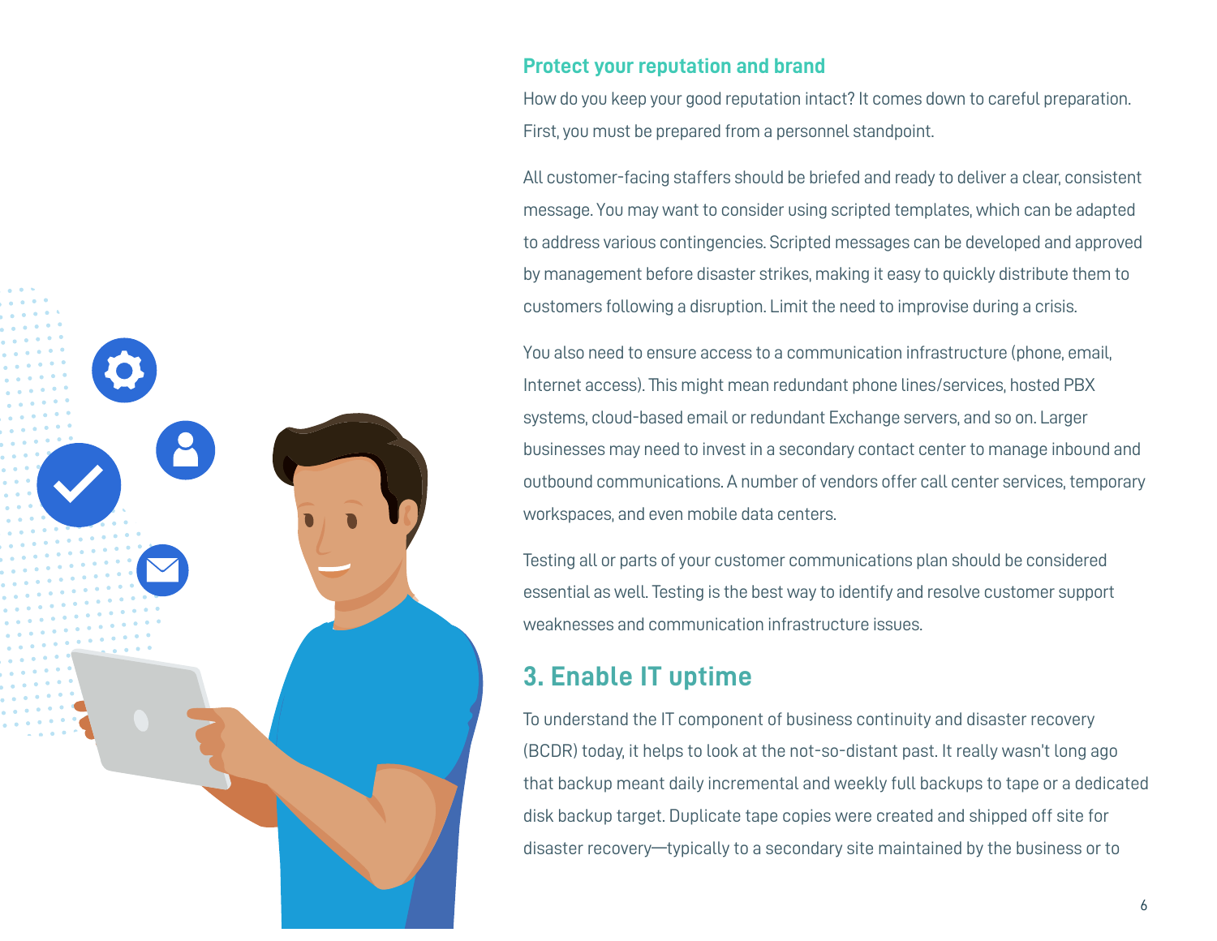### Protect your reputation and brand

How do you keep your good reputation intact? It comes down to careful preparation. First, you must be prepared from a personnel standpoint.

All customer-facing staffers should be briefed and ready to deliver a clear, consistent message. You may want to consider using scripted templates, which can be adapted to address various contingencies. Scripted messages can be developed and approved by management before disaster strikes, making it easy to quickly distribute them to customers following a disruption. Limit the need to improvise during a crisis.

You also need to ensure access to a communication infrastructure (phone, email, Internet access). This might mean redundant phone lines/services, hosted PBX systems, cloud-based email or redundant Exchange servers, and so on. Larger businesses may need to invest in a secondary contact center to manage inbound and outbound communications. A number of vendors offer call center services, temporary workspaces, and even mobile data centers.

Testing all or parts of your customer communications plan should be considered essential as well. Testing is the best way to identify and resolve customer support weaknesses and communication infrastructure issues.

## 3. Enable IT uptime

To understand the IT component of business continuity and disaster recovery (BCDR) today, it helps to look at the not-so-distant past. It really wasn't long ago that backup meant daily incremental and weekly full backups to tape or a dedicated disk backup target. Duplicate tape copies were created and shipped off site for disaster recovery—typically to a secondary site maintained by the business or to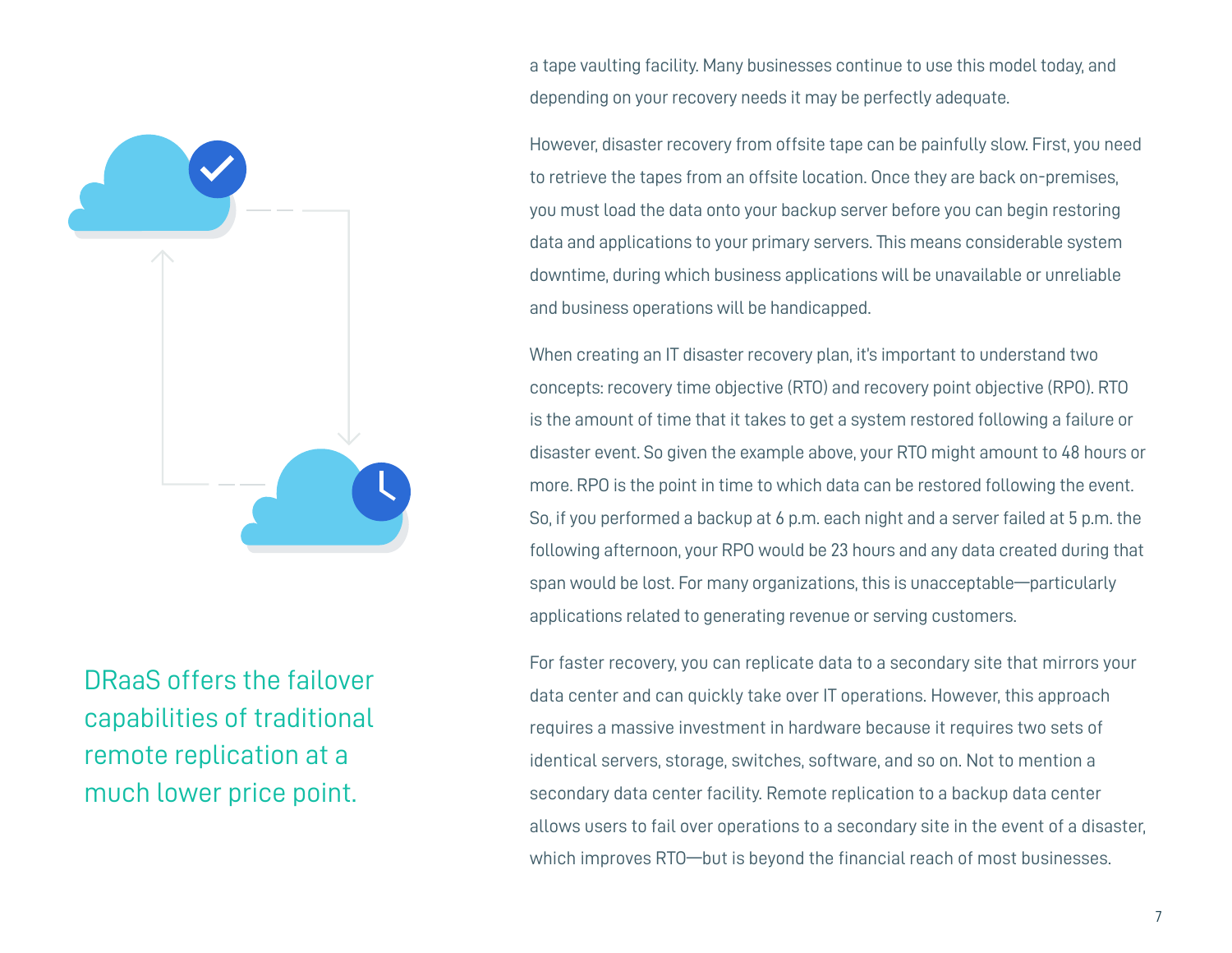a tape vaulting facility. Many businesses continue to use this model today, and depending on your recovery needs it may be perfectly adequate.

However, disaster recovery from offsite tape can be painfully slow. First, you need to retrieve the tapes from an offsite location. Once they are back on-premises, you must load the data onto your backup server before you can begin restoring data and applications to your primary servers. This means considerable system downtime, during which business applications will be unavailable or unreliable and business operations will be handicapped.

When creating an IT disaster recovery plan, it's important to understand two concepts: recovery time objective (RTO) and recovery point objective (RPO). RTO is the amount of time that it takes to get a system restored following a failure or disaster event. So given the example above, your RTO might amount to 48 hours or more. RPO is the point in time to which data can be restored following the event. So, if you performed a backup at 6 p.m. each night and a server failed at 5 p.m. the following afternoon, your RPO would be 23 hours and any data created during that span would be lost. For many organizations, this is unacceptable—particularly applications related to generating revenue or serving customers.

For faster recovery, you can replicate data to a secondary site that mirrors your data center and can quickly take over IT operations. However, this approach requires a massive investment in hardware because it requires two sets of identical servers, storage, switches, software, and so on. Not to mention a secondary data center facility. Remote replication to a backup data center allows users to fail over operations to a secondary site in the event of a disaster, which improves RTO—but is beyond the financial reach of most businesses.

DRaaS offers the failover capabilities of traditional remote replication at a much lower price point.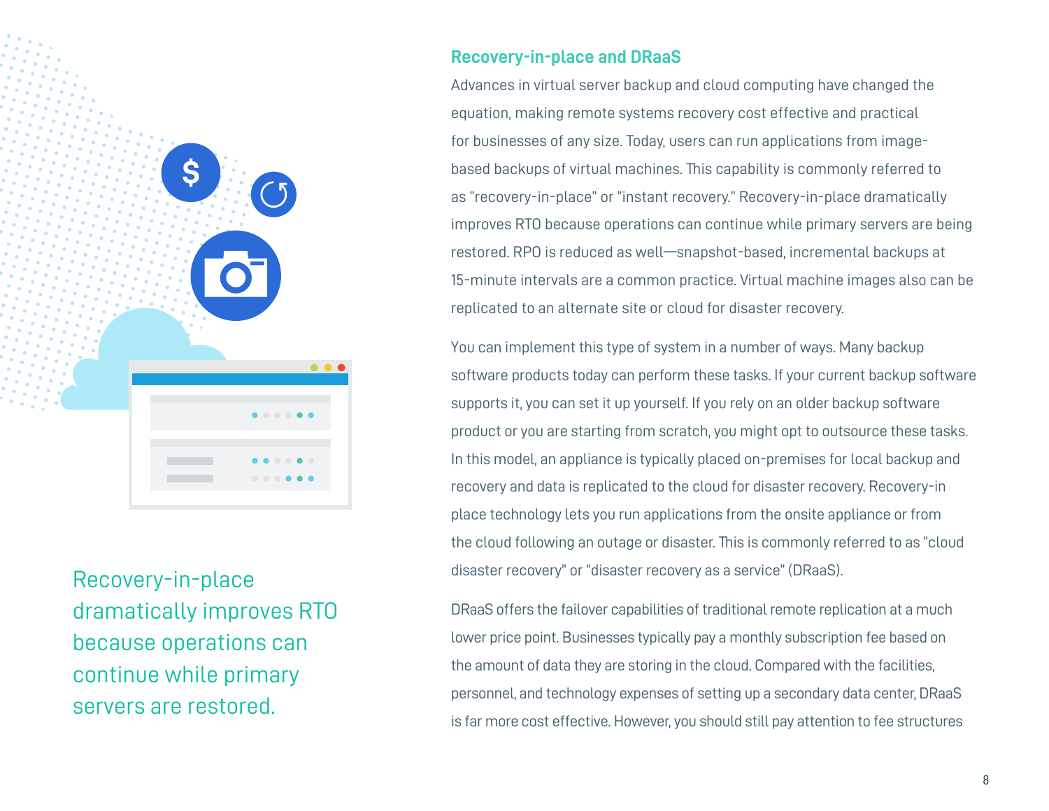Recovery-in-place dramatically improves RTO because operations can continue while primary servers are restored.

## Recovery-in-place and DRaaS

Advances in virtual server backup and cloud computing have changed the equation, making remote systems recovery cost effective and practical for businesses of any size. Today, users can run applications from image-based backups of virtual machines. This capability is commonly referred to as "recovery-in-place" or "instant recovery." Recovery-in-place dramatically improves RTO because operations can continue while primary servers are being restored. RPO is reduced as well—snapshot-based, incremental backups at 15-minute intervals are a common practice. Virtual machine images also can be replicated to an alternate site or cloud for disaster recovery.

You can implement this type of system in a number of ways. Many backup software products today can perform these tasks. If your current backup software supports it, you can set it up yourself. If you rely on an older backup software product or you are starting from scratch, you might opt to outsource these tasks. In this model, an appliance is typically placed on-premises for local backup and recovery and data is replicated to the cloud for disaster recovery. Recovery-in place technology lets you run applications from the onsite appliance or from the cloud following an outage or disaster. This is commonly referred to as "cloud disaster recovery" or "disaster recovery as a service" (DRaaS).

DRaaS offers the failover capabilities of traditional remote replication at a much lower price point. Businesses typically pay a monthly subscription fee based on the amount of data they are storing in the cloud. Compared with the facilities, personnel, and technology expenses of setting up a secondary data center, DRaaS is far more cost effective. However, you should still pay attention to fee structures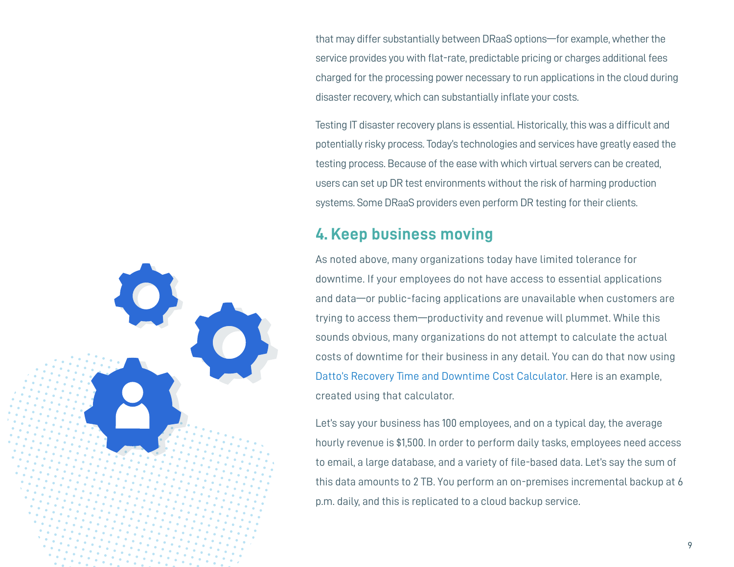that may differ substantially between DRaaS options—for example, whether the service provides you with flat-rate, predictable pricing or charges additional fees charged for the processing power necessary to run applications in the cloud during disaster recovery, which can substantially inflate your costs.

Testing IT disaster recovery plans is essential. Historically, this was a difficult and potentially risky process. Today's technologies and services have greatly eased the testing process. Because of the ease with which virtual servers can be created, users can set up DR test environments without the risk of harming production systems. Some DRaaS providers even perform DR testing for their clients.

## 4. Keep business moving

As noted above, many organizations today have limited tolerance for downtime. If your employees do not have access to essential applications and data—or public-facing applications are unavailable when customers are trying to access them—productivity and revenue will plummet. While this sounds obvious, many organizations do not attempt to calculate the actual costs of downtime for their business in any detail. You can do that now using Datto's Recovery Time and Downtime Cost Calculator. Here is an example, created using that calculator.

Let's say your business has 100 employees, and on a typical day, the average hourly revenue is $1,500. In order to perform daily tasks, employees need access to email, a large database, and a variety of file-based data. Let's say the sum of this data amounts to 2 TB. You perform an on-premises incremental backup at 6 p.m. daily, and this is replicated to a cloud backup service.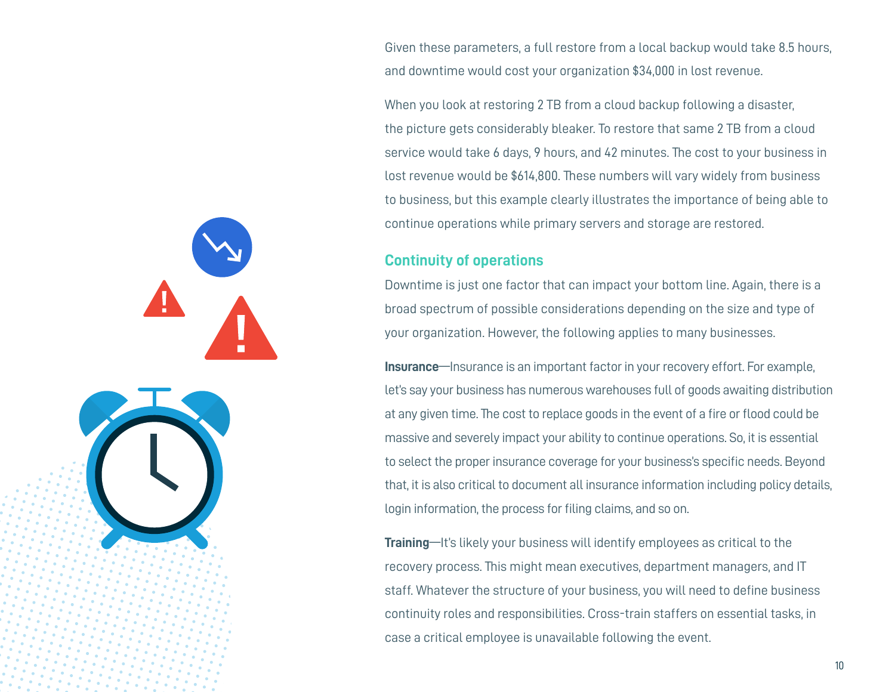Given these parameters, a full restore from a local backup would take 8.5 hours, and downtime would cost your organization $34,000 in lost revenue.

When you look at restoring 2 TB from a cloud backup following a disaster, the picture gets considerably bleaker. To restore that same 2 TB from a cloud service would take 6 days, 9 hours, and 42 minutes. The cost to your business in lost revenue would be $614,800. These numbers will vary widely from business to business, but this example clearly illustrates the importance of being able to continue operations while primary servers and storage are restored.

## Continuity of operations

Downtime is just one factor that can impact your bottom line. Again, there is a broad spectrum of possible considerations depending on the size and type of your organization. However, the following applies to many businesses.

**Insurance**—Insurance is an important factor in your recovery effort. For example, let's say your business has numerous warehouses full of goods awaiting distribution at any given time. The cost to replace goods in the event of a fire or flood could be massive and severely impact your ability to continue operations. So, it is essential to select the proper insurance coverage for your business's specific needs. Beyond that, it is also critical to document all insurance information including policy details, login information, the process for filing claims, and so on.

**Training**—It's likely your business will identify employees as critical to the recovery process. This might mean executives, department managers, and IT staff. Whatever the structure of your business, you will need to define business continuity roles and responsibilities. Cross-train staffers on essential tasks, in case a critical employee is unavailable following the event.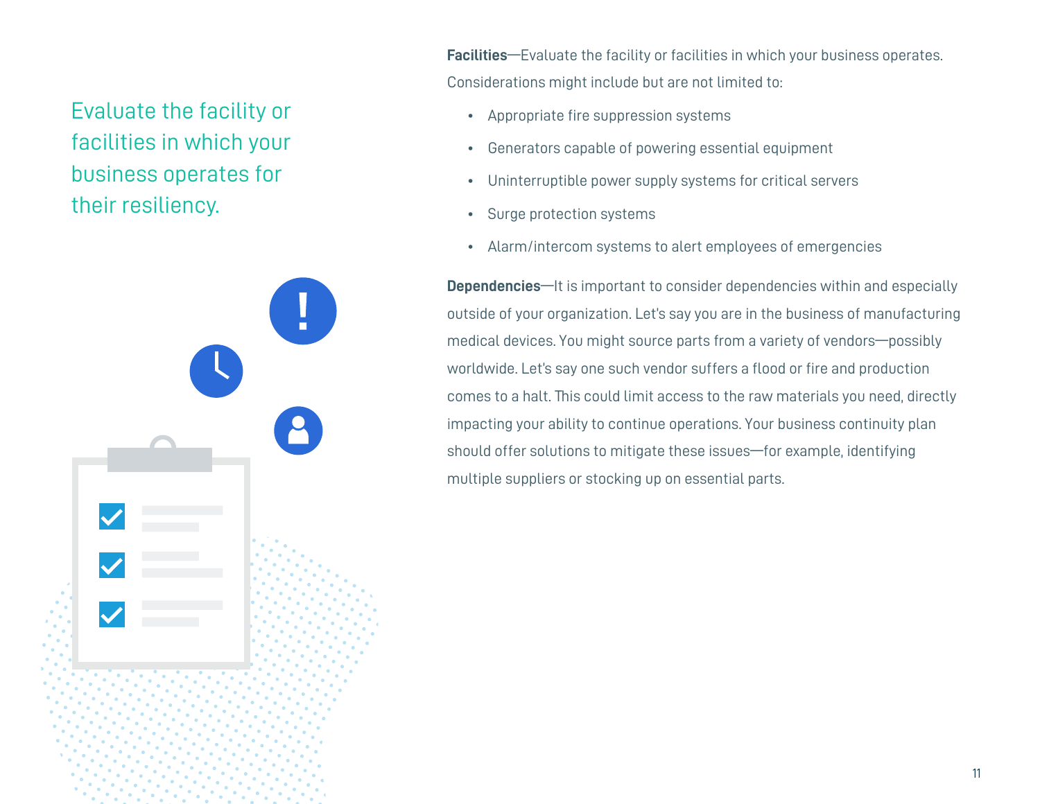Evaluate the facility or facilities in which your business operates for their resiliency.

**Facilities**—Evaluate the facility or facilities in which your business operates. Considerations might include but are not limited to:

- Appropriate fire suppression systems
- Generators capable of powering essential equipment
- Uninterruptible power supply systems for critical servers
- Surge protection systems
- Alarm/intercom systems to alert employees of emergencies

**Dependencies**—It is important to consider dependencies within and especially outside of your organization. Let's say you are in the business of manufacturing medical devices. You might source parts from a variety of vendors—possibly worldwide. Let's say one such vendor suffers a flood or fire and production comes to a halt. This could limit access to the raw materials you need, directly impacting your ability to continue operations. Your business continuity plan should offer solutions to mitigate these issues—for example, identifying multiple suppliers or stocking up on essential parts.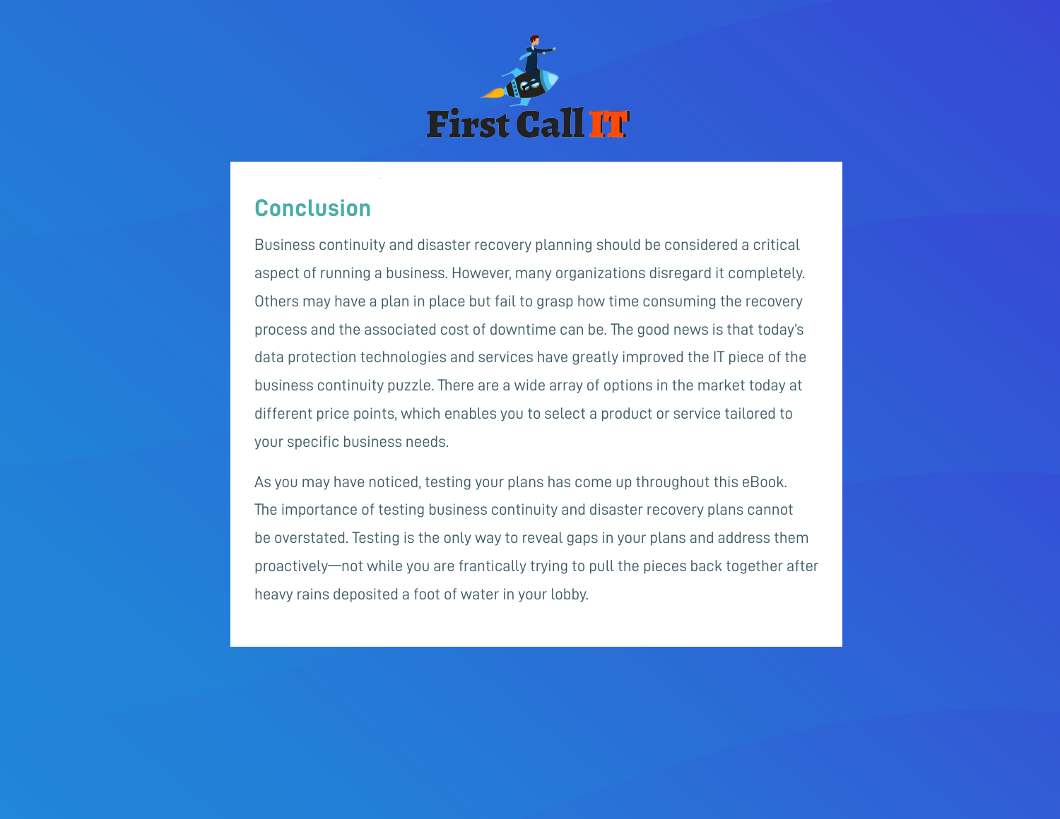## Conclusion

Business continuity and disaster recovery planning should be considered a critical aspect of running a business. However, many organizations disregard it completely. Others may have a plan in place but fail to grasp how time consuming the recovery process and the associated cost of downtime can be. The good news is that today's data protection technologies and services have greatly improved the IT piece of the business continuity puzzle. There are a wide array of options in the market today at different price points, which enables you to select a product or service tailored to your specific business needs.

As you may have noticed, testing your plans has come up throughout this eBook. The importance of testing business continuity and disaster recovery plans cannot be overstated. Testing is the only way to reveal gaps in your plans and address them proactively—not while you are frantically trying to pull the pieces back together after heavy rains deposited a foot of water in your lobby.